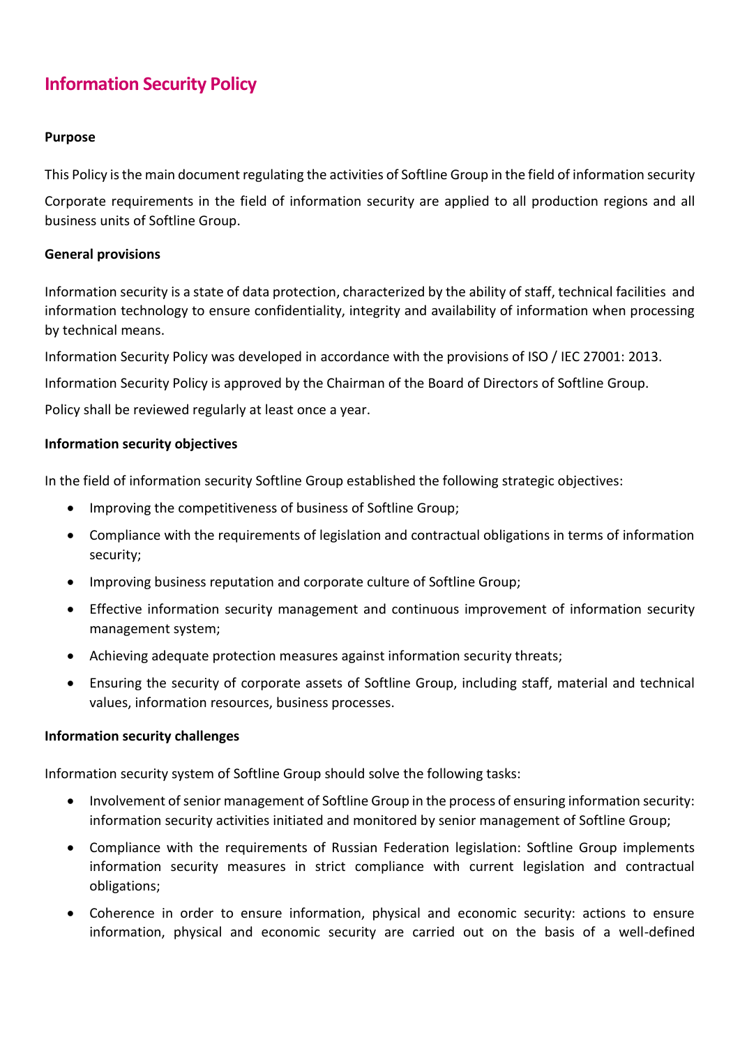# Information Security Policy

**Purpose**

This Policy is the main document regulating the activities of Softline Group in the field of information security

Corporate requirements in the field of information security are applied to all production regions and all business units of Softline Group.

**General provisions**

Information security is a state of data protection, characterized by the ability of staff, technical facilities and information technology to ensure confidentiality, integrity and availability of information when processing by technical means.

Information Security Policy was developed in accordance with the provisions of ISO / IEC 27001: 2013.

Information Security Policy is approved by the Chairman of the Board of Directors of Softline Group.

Policy shall be reviewed regularly at least once a year.

**Information security objectives**

In the field of information security Softline Group established the following strategic objectives:

- Improving the competitiveness of business of Softline Group;
- Compliance with the requirements of legislation and contractual obligations in terms of information security;
- Improving business reputation and corporate culture of Softline Group;
- Effective information security management and continuous improvement of information security management system;
- Achieving adequate protection measures against information security threats;
- Ensuring the security of corporate assets of Softline Group, including staff, material and technical values, information resources, business processes.

**Information security challenges**

Information security system of Softline Group should solve the following tasks:

- Involvement of senior management of Softline Group in the process of ensuring information security: information security activities initiated and monitored by senior management of Softline Group;
- Compliance with the requirements of Russian Federation legislation: Softline Group implements information security measures in strict compliance with current legislation and contractual obligations;
- Coherence in order to ensure information, physical and economic security: actions to ensure information, physical and economic security are carried out on the basis of a well-defined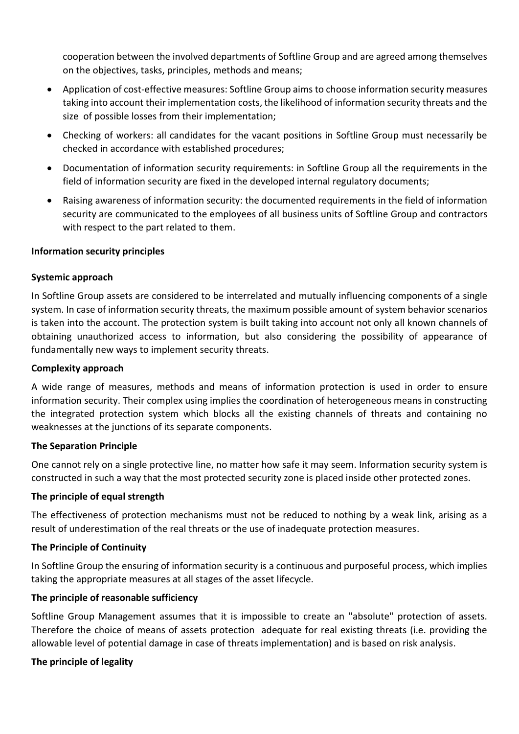cooperation between the involved departments of Softline Group and are agreed among themselves on the objectives, tasks, principles, methods and means;

- Application of cost-effective measures: Softline Group aims to choose information security measures taking into account their implementation costs, the likelihood of information security threats and the size of possible losses from their implementation;
- Checking of workers: all candidates for the vacant positions in Softline Group must necessarily be checked in accordance with established procedures;
- Documentation of information security requirements: in Softline Group all the requirements in the field of information security are fixed in the developed internal regulatory documents;
- Raising awareness of information security: the documented requirements in the field of information security are communicated to the employees of all business units of Softline Group and contractors with respect to the part related to them.

**Information security principles**

**Systemic approach**

In Softline Group assets are considered to be interrelated and mutually influencing components of a single system. In case of information security threats, the maximum possible amount of system behavior scenarios is taken into the account. The protection system is built taking into account not only all known channels of obtaining unauthorized access to information, but also considering the possibility of appearance of fundamentally new ways to implement security threats.

**Complexity approach**

A wide range of measures, methods and means of information protection is used in order to ensure information security. Their complex using implies the coordination of heterogeneous means in constructing the integrated protection system which blocks all the existing channels of threats and containing no weaknesses at the junctions of its separate components.

**The Separation Principle**

One cannot rely on a single protective line, no matter how safe it may seem. Information security system is constructed in such a way that the most protected security zone is placed inside other protected zones.

**The principle of equal strength**

The effectiveness of protection mechanisms must not be reduced to nothing by a weak link, arising as a result of underestimation of the real threats or the use of inadequate protection measures.

**The Principle of Continuity**

In Softline Group the ensuring of information security is a continuous and purposeful process, which implies taking the appropriate measures at all stages of the asset lifecycle.

**The principle of reasonable sufficiency**

Softline Group Management assumes that it is impossible to create an "absolute" protection of assets. Therefore the choice of means of assets protection adequate for real existing threats (i.e. providing the allowable level of potential damage in case of threats implementation) and is based on risk analysis.

**The principle of legality**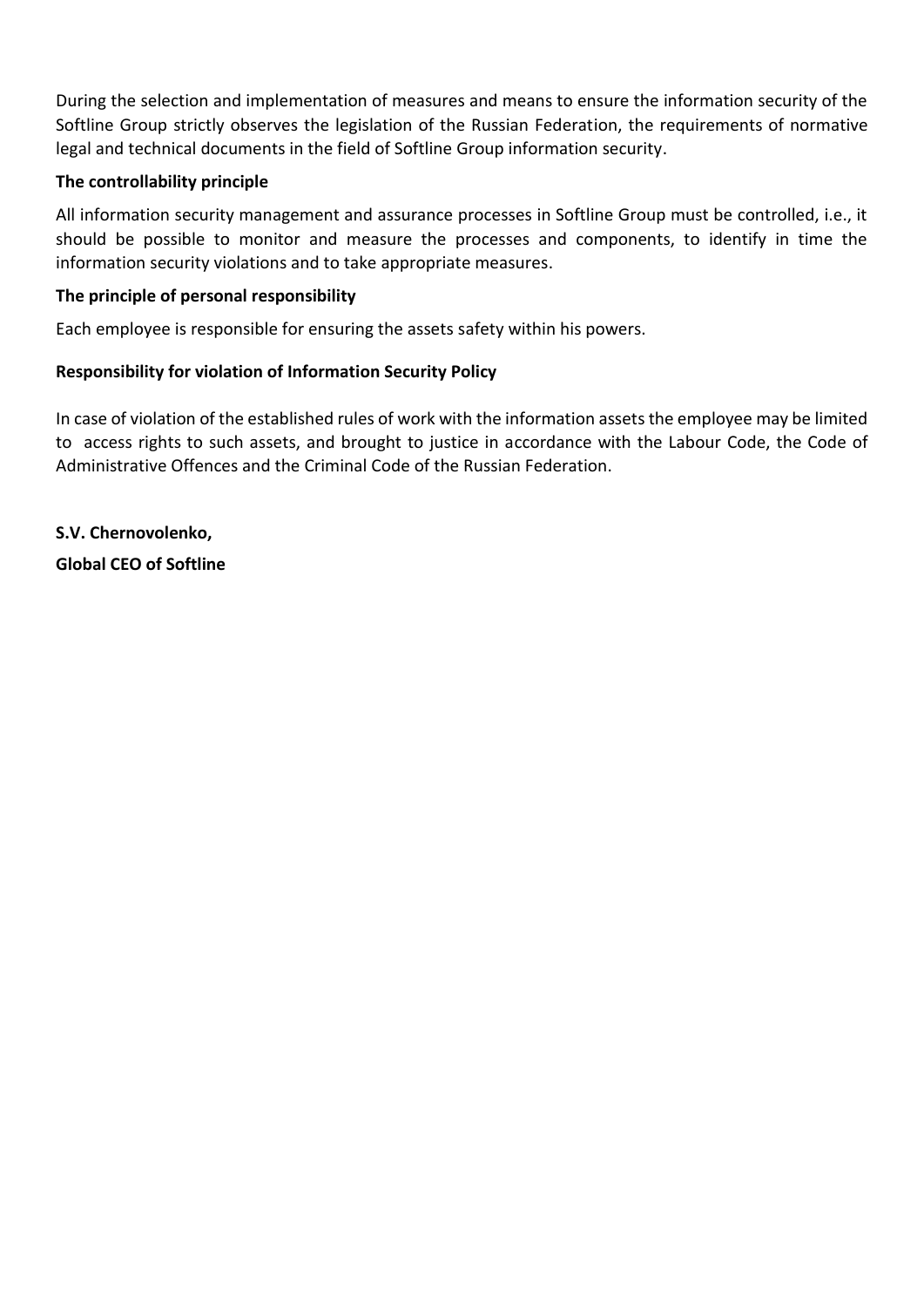During the selection and implementation of measures and means to ensure the information security of the Softline Group strictly observes the legislation of the Russian Federation, the requirements of normative legal and technical documents in the field of Softline Group information security.

**The controllability principle**

All information security management and assurance processes in Softline Group must be controlled, i.e., it should be possible to monitor and measure the processes and components, to identify in time the information security violations and to take appropriate measures.

**The principle of personal responsibility**

Each employee is responsible for ensuring the assets safety within his powers.

**Responsibility for violation of Information Security Policy**

In case of violation of the established rules of work with the information assets the employee may be limited to access rights to such assets, and brought to justice in accordance with the Labour Code, the Code of Administrative Offences and the Criminal Code of the Russian Federation.

**S.V. Chernovolenko,**

**Global CEO of Softline**